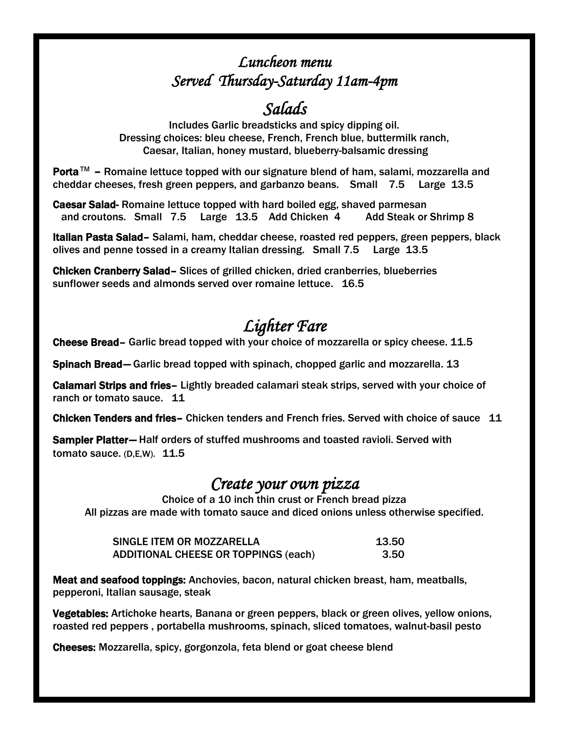# *Luncheon menu*
## *Served Thursday-Saturday 11am-4pm*

## *Salads*

Includes Garlic breadsticks and spicy dipping oil.
Dressing choices: bleu cheese, French, French blue, buttermilk ranch, Caesar, Italian, honey mustard, blueberry-balsamic dressing

**Porta**™ – Romaine lettuce topped with our signature blend of ham, salami, mozzarella and cheddar cheeses, fresh green peppers, and garbanzo beans. Small 7.5 Large 13.5

**Caesar Salad**- Romaine lettuce topped with hard boiled egg, shaved parmesan and croutons. Small 7.5 Large 13.5 Add Chicken 4 Add Steak or Shrimp 8

**Italian Pasta Salad**– Salami, ham, cheddar cheese, roasted red peppers, green peppers, black olives and penne tossed in a creamy Italian dressing. Small 7.5 Large 13.5

**Chicken Cranberry Salad**– Slices of grilled chicken, dried cranberries, blueberries sunflower seeds and almonds served over romaine lettuce. 16.5

## *Lighter Fare*

**Cheese Bread**– Garlic bread topped with your choice of mozzarella or spicy cheese. 11.5

**Spinach Bread**— Garlic bread topped with spinach, chopped garlic and mozzarella. 13

**Calamari Strips and fries**– Lightly breaded calamari steak strips, served with your choice of ranch or tomato sauce. 11

**Chicken Tenders and fries**– Chicken tenders and French fries. Served with choice of sauce 11

**Sampler Platter**— Half orders of stuffed mushrooms and toasted ravioli. Served with tomato sauce. (D,E,W). 11.5

## *Create your own pizza*

Choice of a 10 inch thin crust or French bread pizza
All pizzas are made with tomato sauce and diced onions unless otherwise specified.

| | |
|---|---|
| SINGLE ITEM OR MOZZARELLA | 13.50 |
| ADDITIONAL CHEESE OR TOPPINGS (each) | 3.50 |

**Meat and seafood toppings:** Anchovies, bacon, natural chicken breast, ham, meatballs, pepperoni, Italian sausage, steak

**Vegetables:** Artichoke hearts, Banana or green peppers, black or green olives, yellow onions, roasted red peppers , portabella mushrooms, spinach, sliced tomatoes, walnut-basil pesto

**Cheeses:** Mozzarella, spicy, gorgonzola, feta blend or goat cheese blend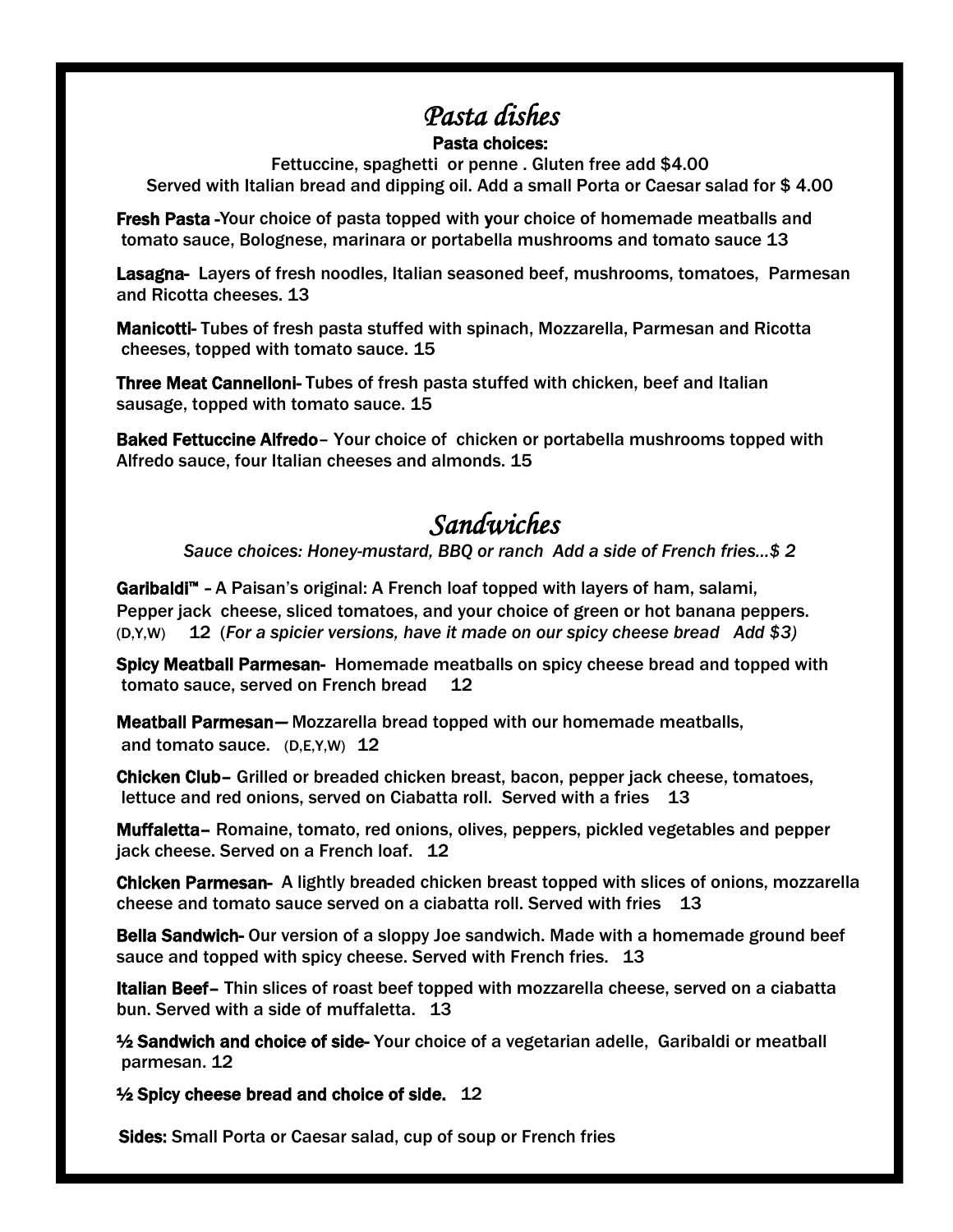# *Pasta dishes*

**Pasta choices:**

Fettuccine, spaghetti or penne . Gluten free add $4.00

Served with Italian bread and dipping oil. Add a small Porta or Caesar salad for $ 4.00

**Fresh Pasta** -Your choice of pasta topped with your choice of homemade meatballs and tomato sauce, Bolognese, marinara or portabella mushrooms and tomato sauce 13

**Lasagna**- Layers of fresh noodles, Italian seasoned beef, mushrooms, tomatoes, Parmesan and Ricotta cheeses. 13

**Manicotti**- Tubes of fresh pasta stuffed with spinach, Mozzarella, Parmesan and Ricotta cheeses, topped with tomato sauce. 15

**Three Meat Cannelloni**- Tubes of fresh pasta stuffed with chicken, beef and Italian sausage, topped with tomato sauce. 15

**Baked Fettuccine Alfredo**– Your choice of chicken or portabella mushrooms topped with Alfredo sauce, four Italian cheeses and almonds. 15

# *Sandwiches*

*Sauce choices: Honey-mustard, BBQ or ranch Add a side of French fries…$ 2*

**Garibaldi™** – A Paisan's original: A French loaf topped with layers of ham, salami, Pepper jack cheese, sliced tomatoes, and your choice of green or hot banana peppers. (D,Y,W) 12 (*For a spicier versions, have it made on our spicy cheese bread Add $3)*

**Spicy Meatball Parmesan**- Homemade meatballs on spicy cheese bread and topped with tomato sauce, served on French bread 12

**Meatball Parmesan**— Mozzarella bread topped with our homemade meatballs, and tomato sauce. (D,E,Y,W) 12

**Chicken Club**– Grilled or breaded chicken breast, bacon, pepper jack cheese, tomatoes, lettuce and red onions, served on Ciabatta roll. Served with a fries 13

**Muffaletta**– Romaine, tomato, red onions, olives, peppers, pickled vegetables and pepper jack cheese. Served on a French loaf. 12

**Chicken Parmesan**- A lightly breaded chicken breast topped with slices of onions, mozzarella cheese and tomato sauce served on a ciabatta roll. Served with fries 13

**Bella Sandwich**- Our version of a sloppy Joe sandwich. Made with a homemade ground beef sauce and topped with spicy cheese. Served with French fries. 13

**Italian Beef**– Thin slices of roast beef topped with mozzarella cheese, served on a ciabatta bun. Served with a side of muffaletta. 13

**½ Sandwich and choice of side**- Your choice of a vegetarian adelle, Garibaldi or meatball parmesan. 12

**½ Spicy cheese bread and choice of side.** 12

**Sides:** Small Porta or Caesar salad, cup of soup or French fries